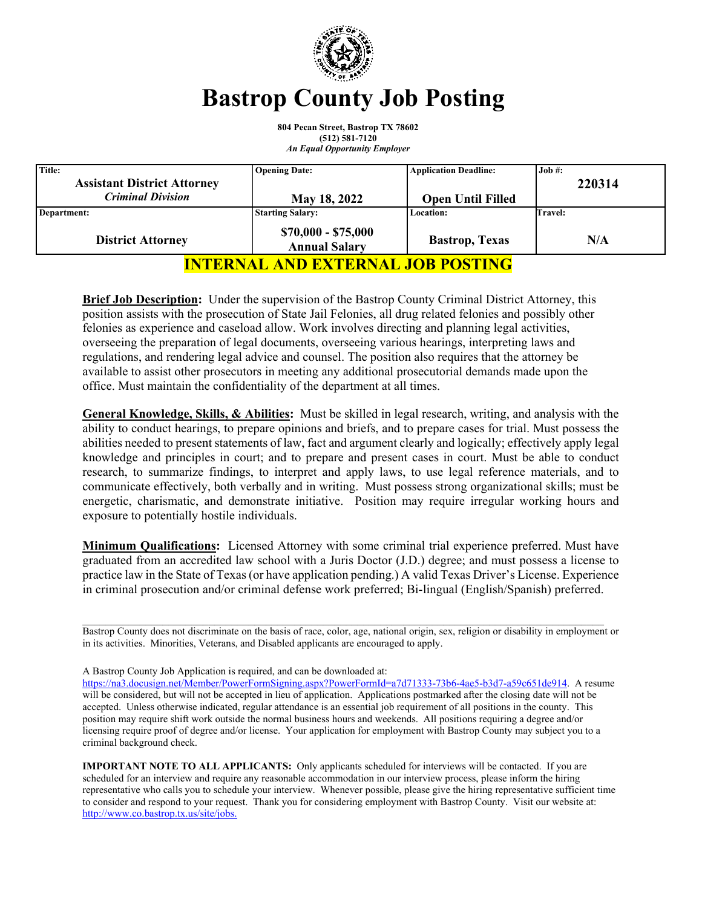# Bastrop County Job Posting

**804 Pecan Street, Bastrop TX 78602**
**(512) 581-7120**
*An Equal Opportunity Employer*

| Title: | Opening Date: | Application Deadline: | Job #: |
|---|---|---|---|
| **Assistant District Attorney** *Criminal Division* | **May 18, 2022** | **Open Until Filled** | **220314** |
| **Department:** | **Starting Salary:** | **Location:** | **Travel:** |
| **District Attorney** | **\$70,000 - \$75,000 Annual Salary** | **Bastrop, Texas** | **N/A** |

## INTERNAL AND EXTERNAL JOB POSTING

**Brief Job Description:** Under the supervision of the Bastrop County Criminal District Attorney, this position assists with the prosecution of State Jail Felonies, all drug related felonies and possibly other felonies as experience and caseload allow. Work involves directing and planning legal activities, overseeing the preparation of legal documents, overseeing various hearings, interpreting laws and regulations, and rendering legal advice and counsel. The position also requires that the attorney be available to assist other prosecutors in meeting any additional prosecutorial demands made upon the office. Must maintain the confidentiality of the department at all times.

**General Knowledge, Skills, & Abilities:** Must be skilled in legal research, writing, and analysis with the ability to conduct hearings, to prepare opinions and briefs, and to prepare cases for trial. Must possess the abilities needed to present statements of law, fact and argument clearly and logically; effectively apply legal knowledge and principles in court; and to prepare and present cases in court. Must be able to conduct research, to summarize findings, to interpret and apply laws, to use legal reference materials, and to communicate effectively, both verbally and in writing. Must possess strong organizational skills; must be energetic, charismatic, and demonstrate initiative. Position may require irregular working hours and exposure to potentially hostile individuals.

**Minimum Qualifications:** Licensed Attorney with some criminal trial experience preferred. Must have graduated from an accredited law school with a Juris Doctor (J.D.) degree; and must possess a license to practice law in the State of Texas (or have application pending.) A valid Texas Driver's License. Experience in criminal prosecution and/or criminal defense work preferred; Bi-lingual (English/Spanish) preferred.

---

Bastrop County does not discriminate on the basis of race, color, age, national origin, sex, religion or disability in employment or in its activities. Minorities, Veterans, and Disabled applicants are encouraged to apply.

A Bastrop County Job Application is required, and can be downloaded at: https://na3.docusign.net/Member/PowerFormSigning.aspx?PowerFormId=a7d71333-73b6-4ae5-b3d7-a59c651de914. A resume will be considered, but will not be accepted in lieu of application. Applications postmarked after the closing date will not be accepted. Unless otherwise indicated, regular attendance is an essential job requirement of all positions in the county. This position may require shift work outside the normal business hours and weekends. All positions requiring a degree and/or licensing require proof of degree and/or license. Your application for employment with Bastrop County may subject you to a criminal background check.

**IMPORTANT NOTE TO ALL APPLICANTS:** Only applicants scheduled for interviews will be contacted. If you are scheduled for an interview and require any reasonable accommodation in our interview process, please inform the hiring representative who calls you to schedule your interview. Whenever possible, please give the hiring representative sufficient time to consider and respond to your request. Thank you for considering employment with Bastrop County. Visit our website at: http://www.co.bastrop.tx.us/site/jobs.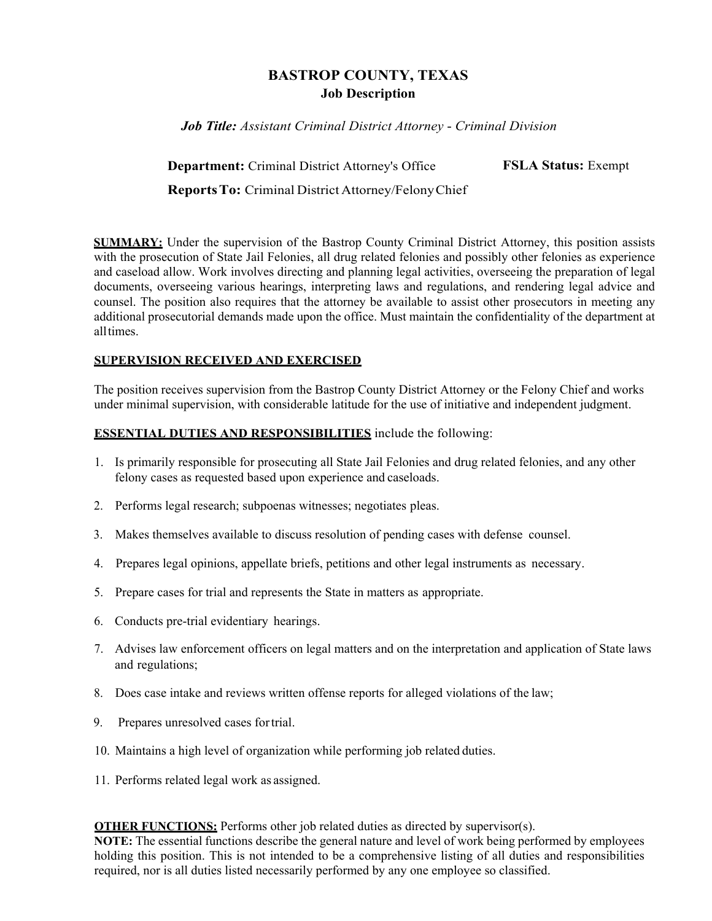# BASTROP COUNTY, TEXAS
## Job Description

***Job Title:*** *Assistant Criminal District Attorney - Criminal Division*

**Department:** Criminal District Attorney's Office **FSLA Status:** Exempt

**Reports To:** Criminal District Attorney/Felony Chief

**SUMMARY:** Under the supervision of the Bastrop County Criminal District Attorney, this position assists with the prosecution of State Jail Felonies, all drug related felonies and possibly other felonies as experience and caseload allow. Work involves directing and planning legal activities, overseeing the preparation of legal documents, overseeing various hearings, interpreting laws and regulations, and rendering legal advice and counsel. The position also requires that the attorney be available to assist other prosecutors in meeting any additional prosecutorial demands made upon the office. Must maintain the confidentiality of the department at all times.

**SUPERVISION RECEIVED AND EXERCISED**

The position receives supervision from the Bastrop County District Attorney or the Felony Chief and works under minimal supervision, with considerable latitude for the use of initiative and independent judgment.

**ESSENTIAL DUTIES AND RESPONSIBILITIES** include the following:

1. Is primarily responsible for prosecuting all State Jail Felonies and drug related felonies, and any other felony cases as requested based upon experience and caseloads.
2. Performs legal research; subpoenas witnesses; negotiates pleas.
3. Makes themselves available to discuss resolution of pending cases with defense counsel.
4. Prepares legal opinions, appellate briefs, petitions and other legal instruments as necessary.
5. Prepare cases for trial and represents the State in matters as appropriate.
6. Conducts pre-trial evidentiary hearings.
7. Advises law enforcement officers on legal matters and on the interpretation and application of State laws and regulations;
8. Does case intake and reviews written offense reports for alleged violations of the law;
9. Prepares unresolved cases for trial.
10. Maintains a high level of organization while performing job related duties.
11. Performs related legal work as assigned.

**OTHER FUNCTIONS:** Performs other job related duties as directed by supervisor(s).
**NOTE:** The essential functions describe the general nature and level of work being performed by employees holding this position. This is not intended to be a comprehensive listing of all duties and responsibilities required, nor is all duties listed necessarily performed by any one employee so classified.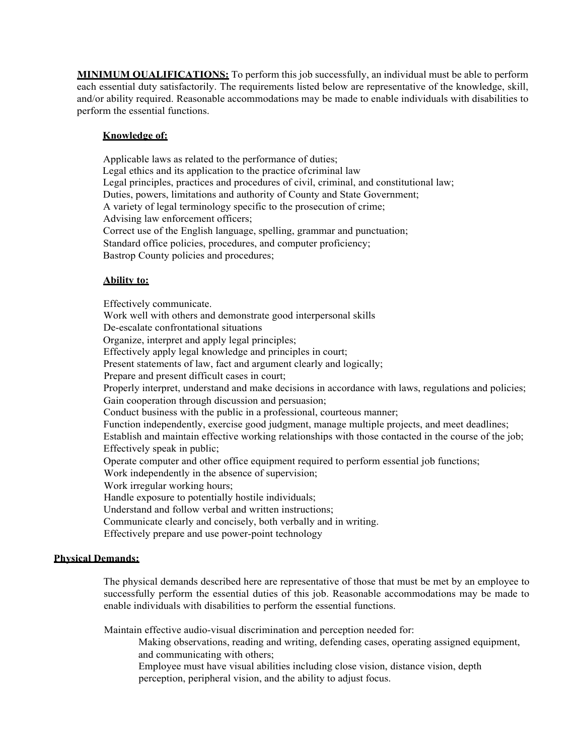**MINIMUM QUALIFICATIONS:** To perform this job successfully, an individual must be able to perform each essential duty satisfactorily. The requirements listed below are representative of the knowledge, skill, and/or ability required. Reasonable accommodations may be made to enable individuals with disabilities to perform the essential functions.

**Knowledge of:**

Applicable laws as related to the performance of duties;
Legal ethics and its application to the practice of criminal law
Legal principles, practices and procedures of civil, criminal, and constitutional law;
Duties, powers, limitations and authority of County and State Government;
A variety of legal terminology specific to the prosecution of crime;
Advising law enforcement officers;
Correct use of the English language, spelling, grammar and punctuation;
Standard office policies, procedures, and computer proficiency;
Bastrop County policies and procedures;

**Ability to:**

Effectively communicate.
Work well with others and demonstrate good interpersonal skills
De-escalate confrontational situations
Organize, interpret and apply legal principles;
Effectively apply legal knowledge and principles in court;
Present statements of law, fact and argument clearly and logically;
Prepare and present difficult cases in court;
Properly interpret, understand and make decisions in accordance with laws, regulations and policies;
Gain cooperation through discussion and persuasion;
Conduct business with the public in a professional, courteous manner;
Function independently, exercise good judgment, manage multiple projects, and meet deadlines;
Establish and maintain effective working relationships with those contacted in the course of the job;
Effectively speak in public;
Operate computer and other office equipment required to perform essential job functions;
Work independently in the absence of supervision;
Work irregular working hours;
Handle exposure to potentially hostile individuals;
Understand and follow verbal and written instructions;
Communicate clearly and concisely, both verbally and in writing.
Effectively prepare and use power-point technology

**Physical Demands:**

The physical demands described here are representative of those that must be met by an employee to successfully perform the essential duties of this job. Reasonable accommodations may be made to enable individuals with disabilities to perform the essential functions.

Maintain effective audio-visual discrimination and perception needed for:

Making observations, reading and writing, defending cases, operating assigned equipment, and communicating with others;
Employee must have visual abilities including close vision, distance vision, depth perception, peripheral vision, and the ability to adjust focus.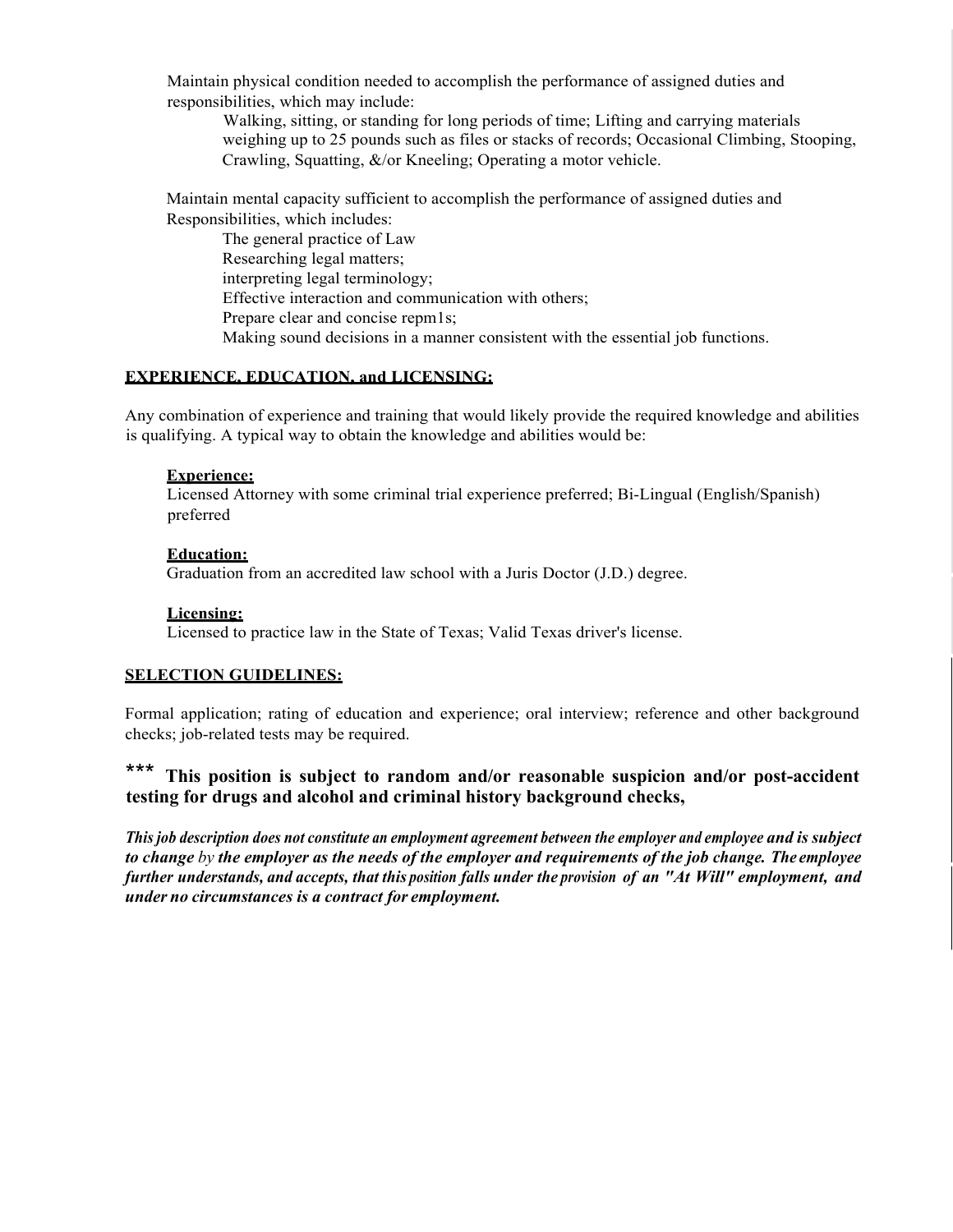Maintain physical condition needed to accomplish the performance of assigned duties and responsibilities, which may include:

Walking, sitting, or standing for long periods of time; Lifting and carrying materials weighing up to 25 pounds such as files or stacks of records; Occasional Climbing, Stooping, Crawling, Squatting, &/or Kneeling; Operating a motor vehicle.

Maintain mental capacity sufficient to accomplish the performance of assigned duties and Responsibilities, which includes:

The general practice of Law
Researching legal matters;
interpreting legal terminology;
Effective interaction and communication with others;
Prepare clear and concise repm1s;
Making sound decisions in a manner consistent with the essential job functions.

## EXPERIENCE, EDUCATION, and LICENSING:

Any combination of experience and training that would likely provide the required knowledge and abilities is qualifying. A typical way to obtain the knowledge and abilities would be:

**Experience:**
Licensed Attorney with some criminal trial experience preferred; Bi-Lingual (English/Spanish) preferred

**Education:**
Graduation from an accredited law school with a Juris Doctor (J.D.) degree.

**Licensing:**
Licensed to practice law in the State of Texas; Valid Texas driver's license.

## SELECTION GUIDELINES:

Formal application; rating of education and experience; oral interview; reference and other background checks; job-related tests may be required.

**\*\*\* This position is subject to random and/or reasonable suspicion and/or post-accident testing for drugs and alcohol and criminal history background checks,**

***This job description does not constitute an employment agreement between the employer and employee and is subject to change by the employer as the needs of the employer and requirements of the job change. The employee further understands, and accepts, that this position falls under the provision of an "At Will" employment, and under no circumstances is a contract for employment.***